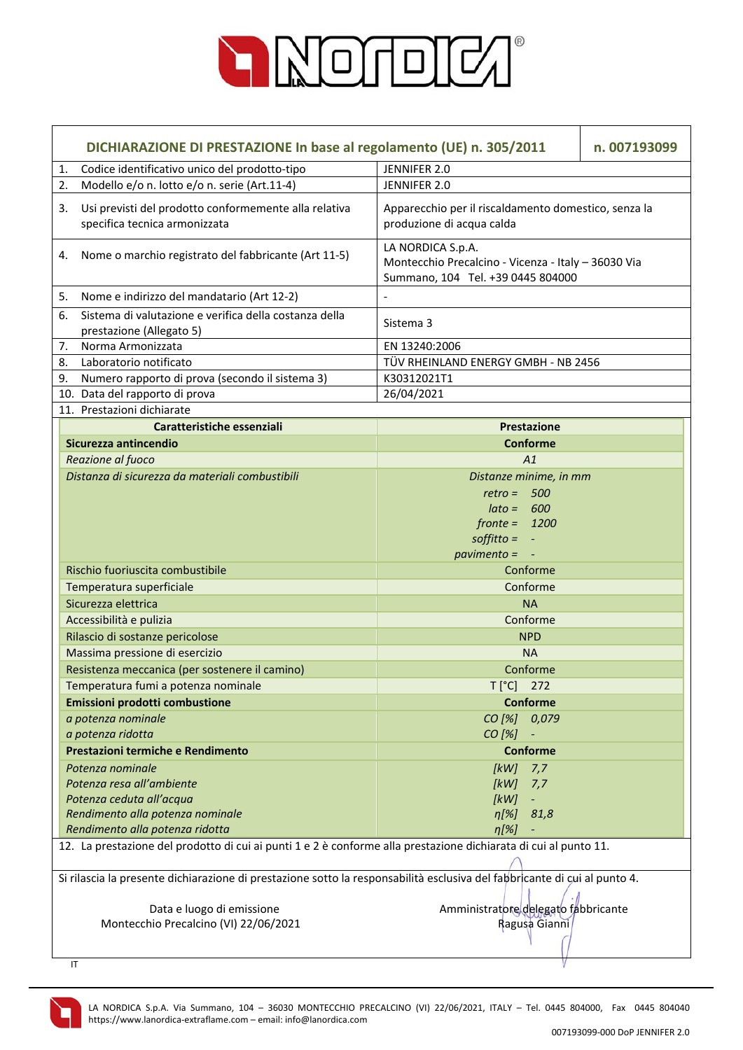## DICHIARAZIONE DI PRESTAZIONE In base al regolamento (UE) n. 305/2011 — n. 007193099

| | |
|---|---|
| 1. Codice identificativo unico del prodotto-tipo | JENNIFER 2.0 |
| 2. Modello e/o n. lotto e/o n. serie (Art.11-4) | JENNIFER 2.0 |
| 3. Usi previsti del prodotto conformemente alla relativa specifica tecnica armonizzata | Apparecchio per il riscaldamento domestico, senza la produzione di acqua calda |
| 4. Nome o marchio registrato del fabbricante (Art 11-5) | LA NORDICA S.p.A. Montecchio Precalcino - Vicenza - Italy – 36030 Via Summano, 104 Tel. +39 0445 804000 |
| 5. Nome e indirizzo del mandatario (Art 12-2) | - |
| 6. Sistema di valutazione e verifica della costanza della prestazione (Allegato 5) | Sistema 3 |
| 7. Norma Armonizzata | EN 13240:2006 |
| 8. Laboratorio notificato | TÜV RHEINLAND ENERGY GMBH - NB 2456 |
| 9. Numero rapporto di prova (secondo il sistema 3) | K30312021T1 |
| 10. Data del rapporto di prova | 26/04/2021 |

11. Prestazioni dichiarate

| Caratteristiche essenziali | Prestazione |
|---|---|
| **Sicurezza antincendio** | **Conforme** |
| *Reazione al fuoco* | *A1* |
| *Distanza di sicurezza da materiali combustibili* | *Distanze minime, in mm*<br>*retro = 500*<br>*lato = 600*<br>*fronte = 1200*<br>*soffitto = -*<br>*pavimento = -* |
| Rischio fuoriuscita combustibile | Conforme |
| Temperatura superficiale | Conforme |
| Sicurezza elettrica | NA |
| Accessibilità e pulizia | Conforme |
| Rilascio di sostanze pericolose | NPD |
| Massima pressione di esercizio | NA |
| Resistenza meccanica (per sostenere il camino) | Conforme |
| Temperatura fumi a potenza nominale | T [°C] 272 |
| **Emissioni prodotti combustione** | **Conforme** |
| *a potenza nominale* | *CO [%] 0,079* |
| *a potenza ridotta* | *CO [%] -* |
| **Prestazioni termiche e Rendimento** | **Conforme** |
| *Potenza nominale* | *[kW] 7,7* |
| *Potenza resa all'ambiente* | *[kW] 7,7* |
| *Potenza ceduta all'acqua* | *[kW] -* |
| *Rendimento alla potenza nominale* | *η[%] 81,8* |
| *Rendimento alla potenza ridotta* | *η[%] -* |

12. La prestazione del prodotto di cui ai punti 1 e 2 è conforme alla prestazione dichiarata di cui al punto 11.

Si rilascia la presente dichiarazione di prestazione sotto la responsabilità esclusiva del fabbricante di cui al punto 4.

Data e luogo di emissione
Montecchio Precalcino (VI) 22/06/2021

Amministratore delegato fabbricante
Ragusa Gianni

IT

LA NORDICA S.p.A. Via Summano, 104 – 36030 MONTECCHIO PRECALCINO (VI) 22/06/2021, ITALY – Tel. 0445 804000, Fax 0445 804040
https://www.lanordica-extraflame.com – email: info@lanordica.com

007193099-000 DoP JENNIFER 2.0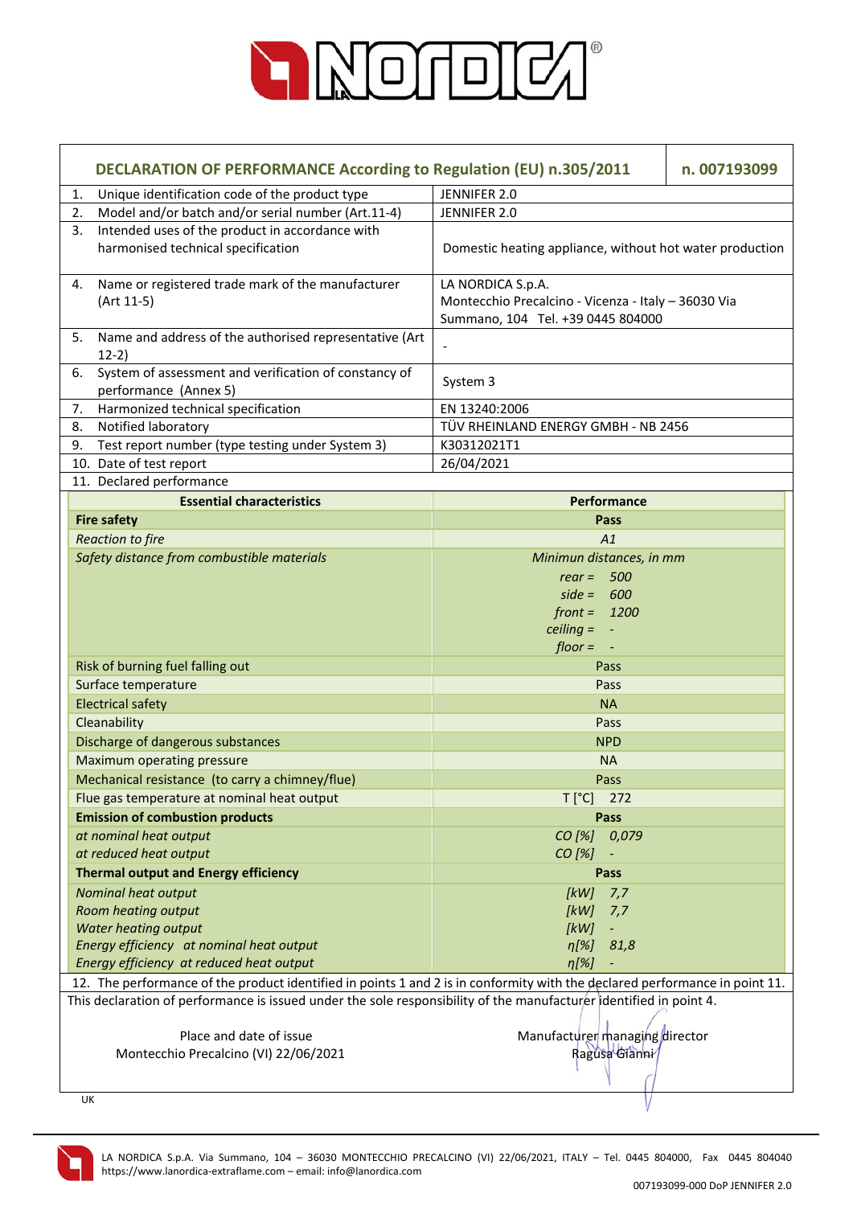## DECLARATION OF PERFORMANCE According to Regulation (EU) n.305/2011 — n. 007193099

| | |
|---|---|
| 1. Unique identification code of the product type | JENNIFER 2.0 |
| 2. Model and/or batch and/or serial number (Art.11-4) | JENNIFER 2.0 |
| 3. Intended uses of the product in accordance with harmonised technical specification | Domestic heating appliance, without hot water production |
| 4. Name or registered trade mark of the manufacturer (Art 11-5) | LA NORDICA S.p.A. Montecchio Precalcino - Vicenza - Italy – 36030 Via Summano, 104 Tel. +39 0445 804000 |
| 5. Name and address of the authorised representative (Art 12-2) | - |
| 6. System of assessment and verification of constancy of performance (Annex 5) | System 3 |
| 7. Harmonized technical specification | EN 13240:2006 |
| 8. Notified laboratory | TÜV RHEINLAND ENERGY GMBH - NB 2456 |
| 9. Test report number (type testing under System 3) | K30312021T1 |
| 10. Date of test report | 26/04/2021 |
| 11. Declared performance | |

| Essential characteristics | Performance |
|---|---|
| **Fire safety** | **Pass** |
| *Reaction to fire* | *A1* |
| *Safety distance from combustible materials* | *Minimun distances, in mm*<br>*rear =* 500<br>*side =* 600<br>*front =* 1200<br>*ceiling =* -<br>*floor =* - |
| Risk of burning fuel falling out | Pass |
| Surface temperature | Pass |
| Electrical safety | NA |
| Cleanability | Pass |
| Discharge of dangerous substances | NPD |
| Maximum operating pressure | NA |
| Mechanical resistance (to carry a chimney/flue) | Pass |
| Flue gas temperature at nominal heat output | T [°C] 272 |
| **Emission of combustion products** | **Pass** |
| *at nominal heat output* | *CO [%] 0,079* |
| *at reduced heat output* | *CO [%] -* |
| **Thermal output and Energy efficiency** | **Pass** |
| *Nominal heat output* | *[kW] 7,7* |
| *Room heating output* | *[kW] 7,7* |
| *Water heating output* | *[kW] -* |
| *Energy efficiency at nominal heat output* | *η[%] 81,8* |
| *Energy efficiency at reduced heat output* | *η[%] -* |

12. The performance of the product identified in points 1 and 2 is in conformity with the declared performance in point 11.

This declaration of performance is issued under the sole responsibility of the manufacturer identified in point 4.

| | |
|---|---|
| Place and date of issue<br>Montecchio Precalcino (VI) 22/06/2021 | Manufacturer managing director<br>Ragusa Gianni |

UK

LA NORDICA S.p.A. Via Summano, 104 – 36030 MONTECCHIO PRECALCINO (VI) 22/06/2021, ITALY – Tel. 0445 804000, Fax 0445 804040
https://www.lanordica-extraflame.com – email: info@lanordica.com

007193099-000 DoP JENNIFER 2.0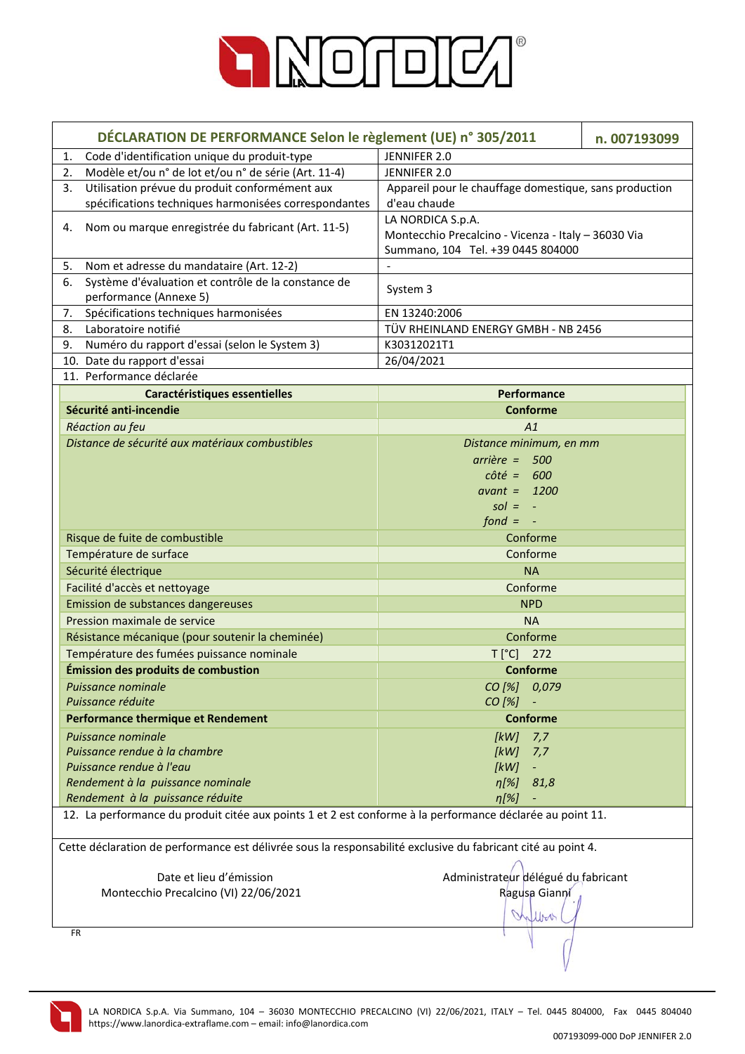## DÉCLARATION DE PERFORMANCE Selon le règlement (UE) n° 305/2011 — n. 007193099

| | |
|---|---|
| 1. Code d'identification unique du produit-type | JENNIFER 2.0 |
| 2. Modèle et/ou n° de lot et/ou n° de série (Art. 11-4) | JENNIFER 2.0 |
| 3. Utilisation prévue du produit conformément aux spécifications techniques harmonisées correspondantes | Appareil pour le chauffage domestique, sans production d'eau chaude |
| 4. Nom ou marque enregistrée du fabricant (Art. 11-5) | LA NORDICA S.p.A. Montecchio Precalcino - Vicenza - Italy – 36030 Via Summano, 104 Tel. +39 0445 804000 |
| 5. Nom et adresse du mandataire (Art. 12-2) | - |
| 6. Système d'évaluation et contrôle de la constance de performance (Annexe 5) | System 3 |
| 7. Spécifications techniques harmonisées | EN 13240:2006 |
| 8. Laboratoire notifié | TÜV RHEINLAND ENERGY GMBH - NB 2456 |
| 9. Numéro du rapport d'essai (selon le System 3) | K30312021T1 |
| 10. Date du rapport d'essai | 26/04/2021 |
| 11. Performance déclarée | |

| Caractéristiques essentielles | Performance |
|---|---|
| **Sécurité anti-incendie** | **Conforme** |
| *Réaction au feu* | *A1* |
| *Distance de sécurité aux matériaux combustibles* | *Distance minimum, en mm*<br>*arrière = 500*<br>*côté = 600*<br>*avant = 1200*<br>*sol = -*<br>*fond = -* |
| Risque de fuite de combustible | Conforme |
| Température de surface | Conforme |
| Sécurité électrique | NA |
| Facilité d'accès et nettoyage | Conforme |
| Emission de substances dangereuses | NPD |
| Pression maximale de service | NA |
| Résistance mécanique (pour soutenir la cheminée) | Conforme |
| Température des fumées puissance nominale | T [°C] 272 |
| **Émission des produits de combustion** | **Conforme** |
| *Puissance nominale* | *CO [%] 0,079* |
| *Puissance réduite* | *CO [%] -* |
| **Performance thermique et Rendement** | **Conforme** |
| *Puissance nominale* | *[kW] 7,7* |
| *Puissance rendue à la chambre* | *[kW] 7,7* |
| *Puissance rendue à l'eau* | *[kW] -* |
| *Rendement à la puissance nominale* | *η[%] 81,8* |
| *Rendement à la puissance réduite* | *η[%] -* |

12. La performance du produit citée aux points 1 et 2 est conforme à la performance déclarée au point 11.

Cette déclaration de performance est délivrée sous la responsabilité exclusive du fabricant cité au point 4.

Date et lieu d'émission
Montecchio Precalcino (VI) 22/06/2021

Administrateur délégué du fabricant
Ragusa Gianni

FR

LA NORDICA S.p.A. Via Summano, 104 – 36030 MONTECCHIO PRECALCINO (VI) 22/06/2021, ITALY – Tel. 0445 804000, Fax 0445 804040
https://www.lanordica-extraflame.com – email: info@lanordica.com

007193099-000 DoP JENNIFER 2.0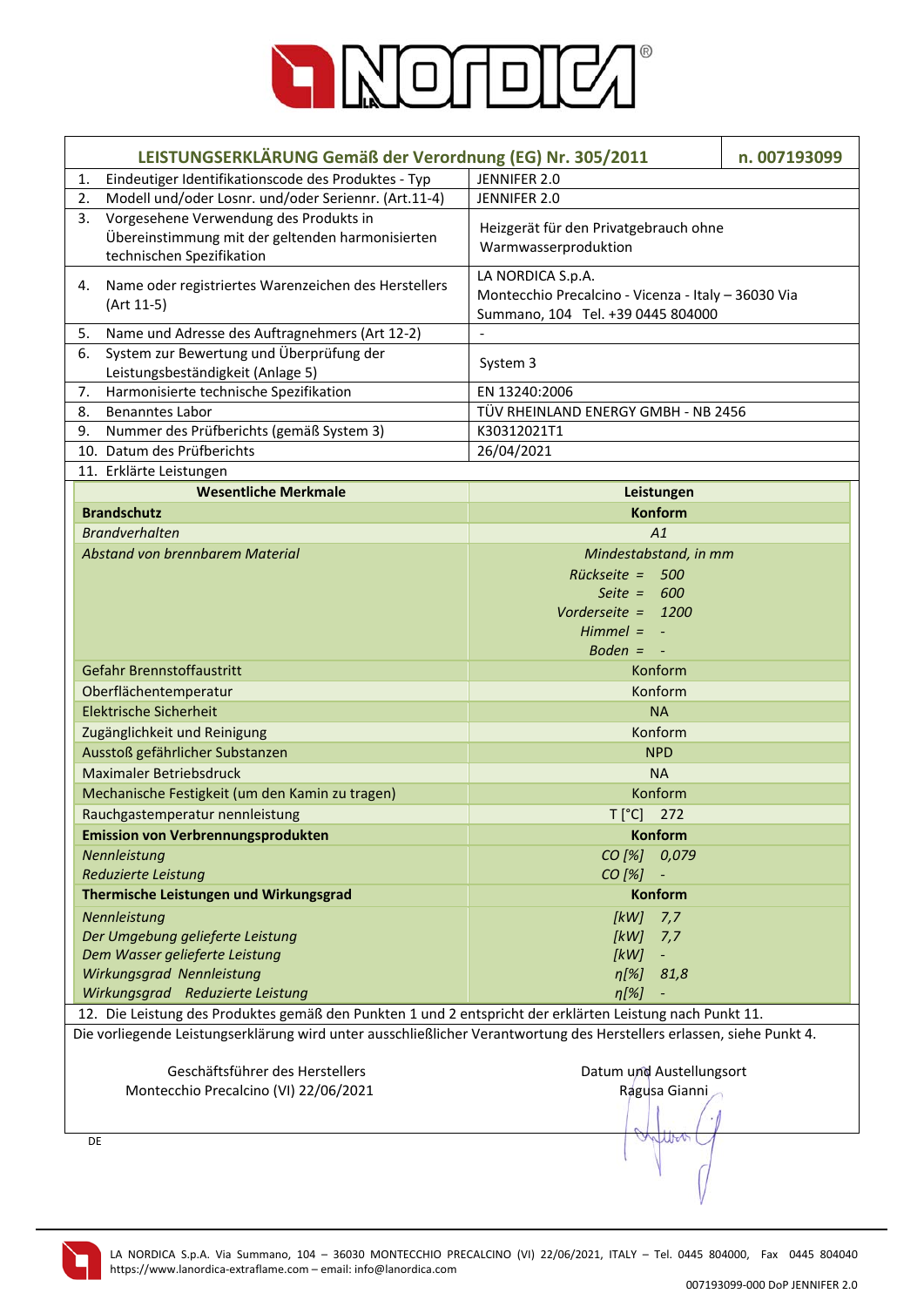| LEISTUNGSERKLÄRUNG Gemäß der Verordnung (EG) Nr. 305/2011 | n. 007193099 |
|---|---|
| 1. Eindeutiger Identifikationscode des Produktes - Typ | JENNIFER 2.0 |
| 2. Modell und/oder Losnr. und/oder Seriennr. (Art.11-4) | JENNIFER 2.0 |
| 3. Vorgesehene Verwendung des Produkts in Übereinstimmung mit der geltenden harmonisierten technischen Spezifikation | Heizgerät für den Privatgebrauch ohne Warmwasserproduktion |
| 4. Name oder registriertes Warenzeichen des Herstellers (Art 11-5) | LA NORDICA S.p.A. Montecchio Precalcino - Vicenza - Italy – 36030 Via Summano, 104 Tel. +39 0445 804000 |
| 5. Name und Adresse des Auftragnehmers (Art 12-2) | - |
| 6. System zur Bewertung und Überprüfung der Leistungsbeständigkeit (Anlage 5) | System 3 |
| 7. Harmonisierte technische Spezifikation | EN 13240:2006 |
| 8. Benanntes Labor | TÜV RHEINLAND ENERGY GMBH - NB 2456 |
| 9. Nummer des Prüfberichts (gemäß System 3) | K30312021T1 |
| 10. Datum des Prüfberichts | 26/04/2021 |
| 11. Erklärte Leistungen | |

| Wesentliche Merkmale | Leistungen |
|---|---|
| **Brandschutz** | **Konform** |
| *Brandverhalten* | *A1* |
| *Abstand von brennbarem Material* | *Mindestabstand, in mm*<br>*Rückseite =* 500<br>*Seite =* 600<br>*Vorderseite =* 1200<br>*Himmel =* -<br>*Boden =* - |
| Gefahr Brennstoffaustritt | Konform |
| Oberflächentemperatur | Konform |
| Elektrische Sicherheit | NA |
| Zugänglichkeit und Reinigung | Konform |
| Ausstoß gefährlicher Substanzen | NPD |
| Maximaler Betriebsdruck | NA |
| Mechanische Festigkeit (um den Kamin zu tragen) | Konform |
| Rauchgastemperatur nennleistung | T [°C] 272 |
| **Emission von Verbrennungsprodukten** | **Konform** |
| *Nennleistung* | *CO [%]* 0,079 |
| *Reduzierte Leistung* | *CO [%]* - |
| **Thermische Leistungen und Wirkungsgrad** | **Konform** |
| *Nennleistung* | *[kW]* 7,7 |
| *Der Umgebung gelieferte Leistung* | *[kW]* 7,7 |
| *Dem Wasser gelieferte Leistung* | *[kW]* - |
| *Wirkungsgrad Nennleistung* | *η[%]* 81,8 |
| *Wirkungsgrad Reduzierte Leistung* | *η[%]* - |

12. Die Leistung des Produktes gemäß den Punkten 1 und 2 entspricht der erklärten Leistung nach Punkt 11.

Die vorliegende Leistungserklärung wird unter ausschließlicher Verantwortung des Herstellers erlassen, siehe Punkt 4.

Geschäftsführer des Herstellers
Montecchio Precalcino (VI) 22/06/2021

Datum und Austellungsort
Ragusa Gianni

DE

LA NORDICA S.p.A. Via Summano, 104 – 36030 MONTECCHIO PRECALCINO (VI) 22/06/2021, ITALY – Tel. 0445 804000, Fax 0445 804040
https://www.lanordica-extraflame.com – email: info@lanordica.com

007193099-000 DoP JENNIFER 2.0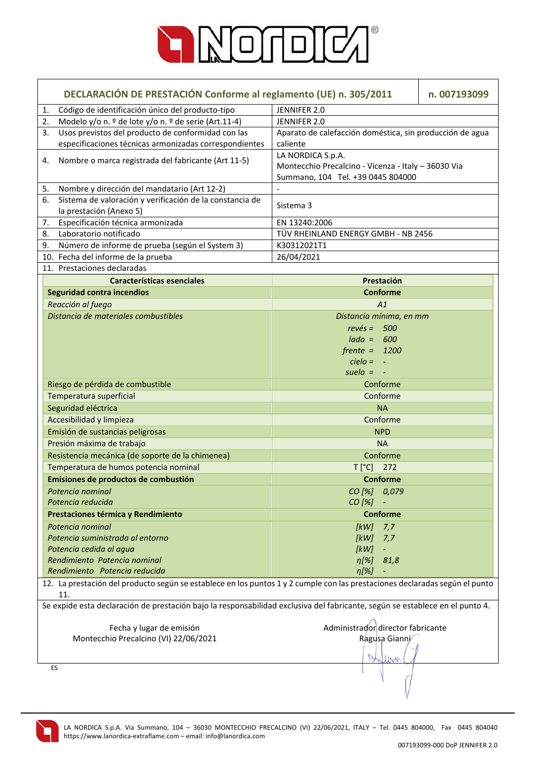# DECLARACIÓN DE PRESTACIÓN Conforme al reglamento (UE) n. 305/2011 — n. 007193099

| | | |
|---|---|---|
| 1. | Código de identificación único del producto-tipo | JENNIFER 2.0 |
| 2. | Modelo y/o n. º de lote y/o n. º de serie (Art.11-4) | JENNIFER 2.0 |
| 3. | Usos previstos del producto de conformidad con las especificaciones técnicas armonizadas correspondientes | Aparato de calefacción doméstica, sin producción de agua caliente |
| 4. | Nombre o marca registrada del fabricante (Art 11-5) | LA NORDICA S.p.A. Montecchio Precalcino - Vicenza - Italy – 36030 Via Summano, 104 Tel. +39 0445 804000 |
| 5. | Nombre y dirección del mandatario (Art 12-2) | - |
| 6. | Sistema de valoración y verificación de la constancia de la prestación (Anexo 5) | Sistema 3 |
| 7. | Especificación técnica armonizada | EN 13240:2006 |
| 8. | Laboratorio notificado | TÜV RHEINLAND ENERGY GMBH - NB 2456 |
| 9. | Número de informe de prueba (según el System 3) | K30312021T1 |
| 10. | Fecha del informe de la prueba | 26/04/2021 |
| 11. | Prestaciones declaradas | |

| Características esenciales | Prestación |
|---|---|
| **Seguridad contra incendios** | **Conforme** |
| *Reacción al fuego* | *A1* |
| *Distancia de materiales combustibles* | *Distancia mínima, en mm*<br>*revés = 500*<br>*lado = 600*<br>*frente = 1200*<br>*cielo = -*<br>*suelo = -* |
| Riesgo de pérdida de combustible | Conforme |
| Temperatura superficial | Conforme |
| Seguridad eléctrica | NA |
| Accesibilidad y limpieza | Conforme |
| Emisión de sustancias peligrosas | NPD |
| Presión máxima de trabajo | NA |
| Resistencia mecánica (de soporte de la chimenea) | Conforme |
| Temperatura de humos potencia nominal | T [°C] 272 |
| **Emisiones de productos de combustión** | **Conforme** |
| *Potencia nominal* | *CO [%] 0,079* |
| *Potencia reducida* | *CO [%] -* |
| **Prestaciones térmica y Rendimiento** | **Conforme** |
| *Potencia nominal* | *[kW] 7,7* |
| *Potencia suministrada al entorno* | *[kW] 7,7* |
| *Potencia cedida al agua* | *[kW] -* |
| *Rendimiento Potencia nominal* | *η[%] 81,8* |
| *Rendimiento Potencia reducida* | *η[%] -* |

12. La prestación del producto según se establece en los puntos 1 y 2 cumple con las prestaciones declaradas según el punto 11.

Se expide esta declaración de prestación bajo la responsabilidad exclusiva del fabricante, según se establece en el punto 4.

Fecha y lugar de emisión
Montecchio Precalcino (VI) 22/06/2021

Administrador director fabricante
Ragusa Gianni

ES

LA NORDICA S.p.A. Via Summano, 104 – 36030 MONTECCHIO PRECALCINO (VI) 22/06/2021, ITALY – Tel. 0445 804000, Fax 0445 804040
https://www.lanordica-extraflame.com – email: info@lanordica.com

007193099-000 DoP JENNIFER 2.0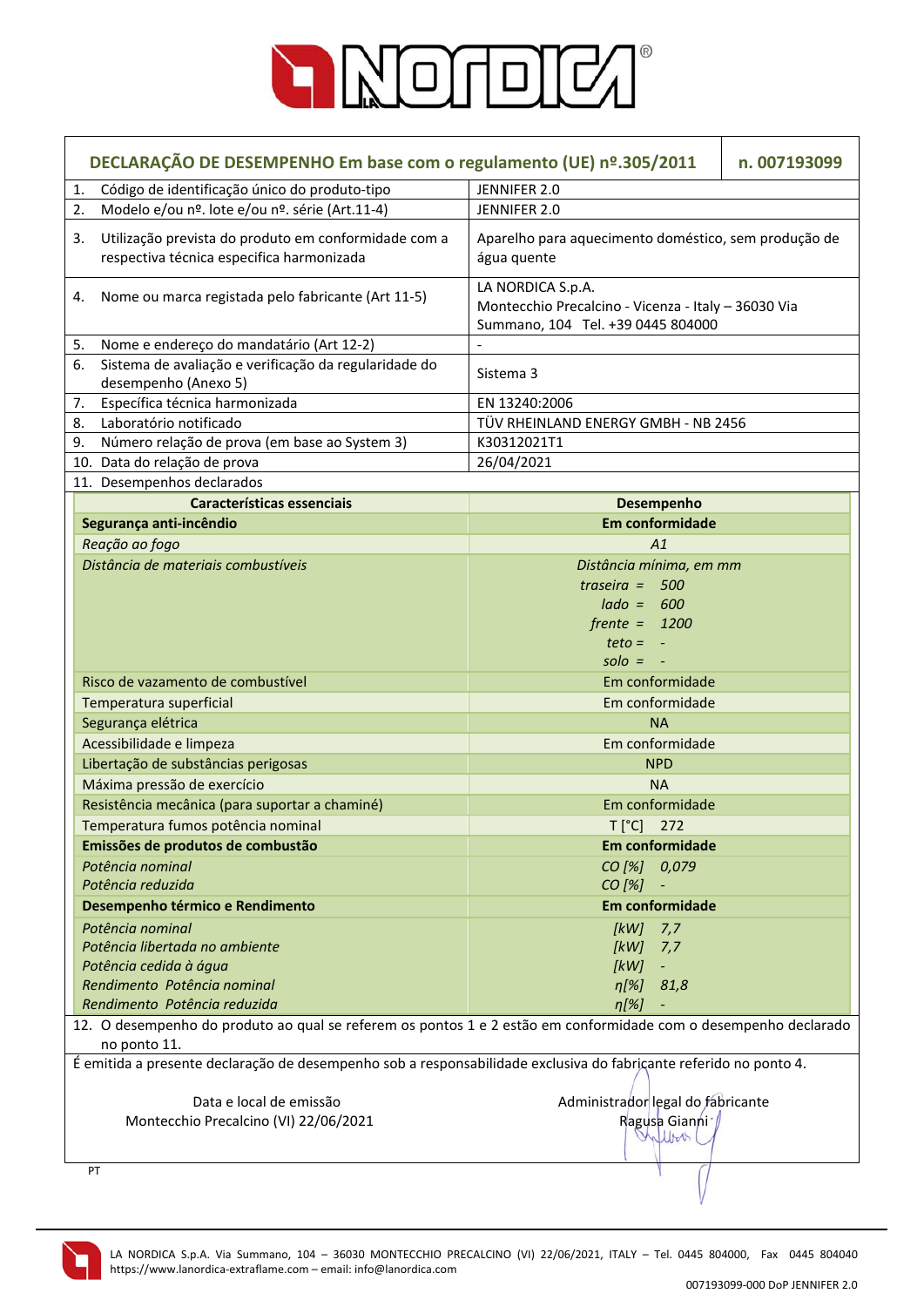# DECLARAÇÃO DE DESEMPENHO Em base com o regulamento (UE) nº.305/2011 — n. 007193099

| | |
|---|---|
| 1. Código de identificação único do produto-tipo | JENNIFER 2.0 |
| 2. Modelo e/ou nº. lote e/ou nº. série (Art.11-4) | JENNIFER 2.0 |
| 3. Utilização prevista do produto em conformidade com a respectiva técnica especifica harmonizada | Aparelho para aquecimento doméstico, sem produção de água quente |
| 4. Nome ou marca registada pelo fabricante (Art 11-5) | LA NORDICA S.p.A. Montecchio Precalcino - Vicenza - Italy – 36030 Via Summano, 104 Tel. +39 0445 804000 |
| 5. Nome e endereço do mandatário (Art 12-2) | - |
| 6. Sistema de avaliação e verificação da regularidade do desempenho (Anexo 5) | Sistema 3 |
| 7. Específica técnica harmonizada | EN 13240:2006 |
| 8. Laboratório notificado | TÜV RHEINLAND ENERGY GMBH - NB 2456 |
| 9. Número relação de prova (em base ao System 3) | K30312021T1 |
| 10. Data do relação de prova | 26/04/2021 |

11. Desempenhos declarados

| Características essenciais | Desempenho |
|---|---|
| **Segurança anti-incêndio** | **Em conformidade** |
| *Reação ao fogo* | *A1* |
| *Distância de materiais combustíveis* | *Distância mínima, em mm*<br>*traseira = 500*<br>*lado = 600*<br>*frente = 1200*<br>*teto = -*<br>*solo = -* |
| Risco de vazamento de combustível | Em conformidade |
| Temperatura superficial | Em conformidade |
| Segurança elétrica | NA |
| Acessibilidade e limpeza | Em conformidade |
| Libertação de substâncias perigosas | NPD |
| Máxima pressão de exercício | NA |
| Resistência mecânica (para suportar a chaminé) | Em conformidade |
| Temperatura fumos potência nominal | T [°C] 272 |
| **Emissões de produtos de combustão** | **Em conformidade** |
| *Potência nominal* | *CO [%] 0,079* |
| *Potência reduzida* | *CO [%] -* |
| **Desempenho térmico e Rendimento** | **Em conformidade** |
| *Potência nominal* | *[kW] 7,7* |
| *Potência libertada no ambiente* | *[kW] 7,7* |
| *Potência cedida à água* | *[kW] -* |
| *Rendimento Potência nominal* | *η[%] 81,8* |
| *Rendimento Potência reduzida* | *η[%] -* |

12. O desempenho do produto ao qual se referem os pontos 1 e 2 estão em conformidade com o desempenho declarado no ponto 11.

É emitida a presente declaração de desempenho sob a responsabilidade exclusiva do fabricante referido no ponto 4.

Data e local de emissão
Montecchio Precalcino (VI) 22/06/2021

Administrador legal do fabricante
Ragusa Gianni

PT

LA NORDICA S.p.A. Via Summano, 104 – 36030 MONTECCHIO PRECALCINO (VI) 22/06/2021, ITALY – Tel. 0445 804000, Fax 0445 804040
https://www.lanordica-extraflame.com – email: info@lanordica.com

007193099-000 DoP JENNIFER 2.0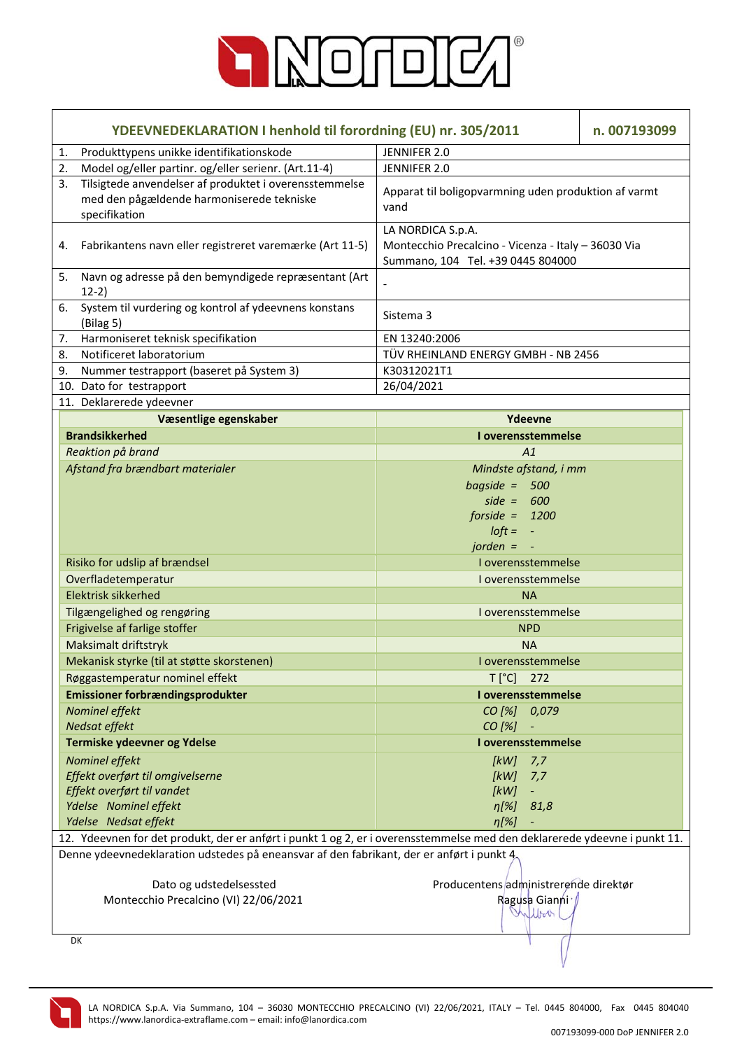# YDEEVNEDEKLARATION I henhold til forordning (EU) nr. 305/2011

**n. 007193099**

| | | |
|---|---|---|
| 1. | Produkttypens unikke identifikationskode | JENNIFER 2.0 |
| 2. | Model og/eller partinr. og/eller serienr. (Art.11-4) | JENNIFER 2.0 |
| 3. | Tilsigtede anvendelser af produktet i overensstemmelse med den pågældende harmoniserede tekniske specifikation | Apparat til boligopvarmning uden produktion af varmt vand |
| 4. | Fabrikantens navn eller registreret varemærke (Art 11-5) | LA NORDICA S.p.A. Montecchio Precalcino - Vicenza - Italy – 36030 Via Summano, 104 Tel. +39 0445 804000 |
| 5. | Navn og adresse på den bemyndigede repræsentant (Art 12-2) | - |
| 6. | System til vurdering og kontrol af ydeevnens konstans (Bilag 5) | Sistema 3 |
| 7. | Harmoniseret teknisk specifikation | EN 13240:2006 |
| 8. | Notificeret laboratorium | TÜV RHEINLAND ENERGY GMBH - NB 2456 |
| 9. | Nummer testrapport (baseret på System 3) | K30312021T1 |
| 10. | Dato for testrapport | 26/04/2021 |

11. Deklarerede ydeevner

| Væsentlige egenskaber | Ydeevne |
|---|---|
| **Brandsikkerhed** | **I overensstemmelse** |
| *Reaktion på brand* | *A1* |
| *Afstand fra brændbart materialer* | *Mindste afstand, i mm*<br>*bagside = 500*<br>*side = 600*<br>*forside = 1200*<br>*loft = -*<br>*jorden = -* |
| Risiko for udslip af brændsel | I overensstemmelse |
| Overfladetemperatur | I overensstemmelse |
| Elektrisk sikkerhed | NA |
| Tilgængelighed og rengøring | I overensstemmelse |
| Frigivelse af farlige stoffer | NPD |
| Maksimalt driftstryk | NA |
| Mekanisk styrke (til at støtte skorstenen) | I overensstemmelse |
| Røggastemperatur nominel effekt | T [°C] 272 |
| **Emissioner forbrændingsprodukter** | **I overensstemmelse** |
| *Nominel effekt* | *CO [%] 0,079* |
| *Nedsat effekt* | *CO [%] -* |
| **Termiske ydeevner og Ydelse** | **I overensstemmelse** |
| *Nominel effekt* | *[kW] 7,7* |
| *Effekt overført til omgivelserne* | *[kW] 7,7* |
| *Effekt overført til vandet* | *[kW] -* |
| *Ydelse Nominel effekt* | *η[%] 81,8* |
| *Ydelse Nedsat effekt* | *η[%] -* |

12. Ydeevnen for det produkt, der er anført i punkt 1 og 2, er i overensstemmelse med den deklarerede ydeevne i punkt 11.

Denne ydeevnedeklaration udstedes på eneansvar af den fabrikant, der er anført i punkt 4.

Dato og udstedelsessted
Montecchio Precalcino (VI) 22/06/2021

Producentens administrerende direktør
Ragusa Gianni

DK

LA NORDICA S.p.A. Via Summano, 104 – 36030 MONTECCHIO PRECALCINO (VI) 22/06/2021, ITALY – Tel. 0445 804000, Fax 0445 804040
https://www.lanordica-extraflame.com – email: info@lanordica.com

007193099-000 DoP JENNIFER 2.0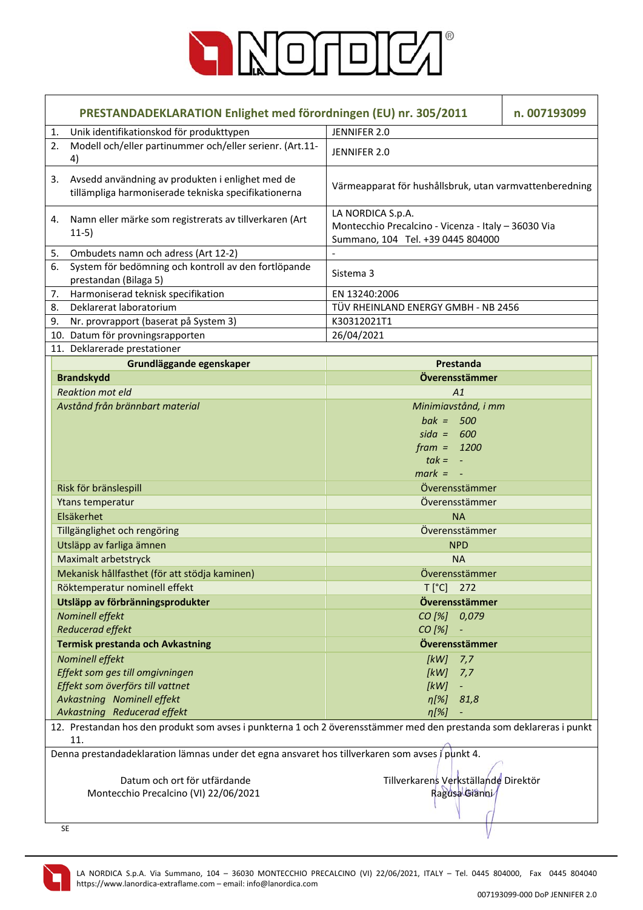## PRESTANDADEKLARATION Enlighet med förordningen (EU) nr. 305/2011 — n. 007193099

| | | |
|---|---|---|
| 1. | Unik identifikationskod för produkttypen | JENNIFER 2.0 |
| 2. | Modell och/eller partinummer och/eller serienr. (Art.11-4) | JENNIFER 2.0 |
| 3. | Avsedd användning av produkten i enlighet med de tillämpliga harmoniserade tekniska specifikationerna | Värmeapparat för hushållsbruk, utan varmvattenberedning |
| 4. | Namn eller märke som registrerats av tillverkaren (Art 11-5) | LA NORDICA S.p.A. Montecchio Precalcino - Vicenza - Italy – 36030 Via Summano, 104 Tel. +39 0445 804000 |
| 5. | Ombudets namn och adress (Art 12-2) | - |
| 6. | System för bedömning och kontroll av den fortlöpande prestandan (Bilaga 5) | Sistema 3 |
| 7. | Harmoniserad teknisk specifikation | EN 13240:2006 |
| 8. | Deklarerat laboratorium | TÜV RHEINLAND ENERGY GMBH - NB 2456 |
| 9. | Nr. provrapport (baserat på System 3) | K30312021T1 |
| 10. | Datum för provningsrapporten | 26/04/2021 |
| 11. | Deklarerade prestationer | |

| Grundläggande egenskaper | Prestanda |
|---|---|
| **Brandskydd** | **Överensstämmer** |
| *Reaktion mot eld* | *A1* |
| *Avstånd från brännbart material* | *Minimiavstånd, i mm*<br>*bak = 500*<br>*sida = 600*<br>*fram = 1200*<br>*tak = -*<br>*mark = -* |
| Risk för bränslespill | Överensstämmer |
| Ytans temperatur | Överensstämmer |
| Elsäkerhet | NA |
| Tillgänglighet och rengöring | Överensstämmer |
| Utsläpp av farliga ämnen | NPD |
| Maximalt arbetstryck | NA |
| Mekanisk hållfasthet (för att stödja kaminen) | Överensstämmer |
| Röktemperatur nominell effekt | T [°C] 272 |
| **Utsläpp av förbränningsprodukter** | **Överensstämmer** |
| *Nominell effekt* | *CO [%] 0,079* |
| *Reducerad effekt* | *CO [%] -* |
| **Termisk prestanda och Avkastning** | **Överensstämmer** |
| *Nominell effekt* | *[kW] 7,7* |
| *Effekt som ges till omgivningen* | *[kW] 7,7* |
| *Effekt som överförs till vattnet* | *[kW] -* |
| *Avkastning Nominell effekt* | *η[%] 81,8* |
| *Avkastning Reducerad effekt* | *η[%] -* |

12. Prestandan hos den produkt som avses i punkterna 1 och 2 överensstämmer med den prestanda som deklareras i punkt 11.

Denna prestandadeklaration lämnas under det egna ansvaret hos tillverkaren som avses i punkt 4.

Datum och ort för utfärdande
Montecchio Precalcino (VI) 22/06/2021

Tillverkarens Verkställande Direktör
Ragusa Gianni

SE

LA NORDICA S.p.A. Via Summano, 104 – 36030 MONTECCHIO PRECALCINO (VI) 22/06/2021, ITALY – Tel. 0445 804000, Fax 0445 804040
https://www.lanordica-extraflame.com – email: info@lanordica.com

007193099-000 DoP JENNIFER 2.0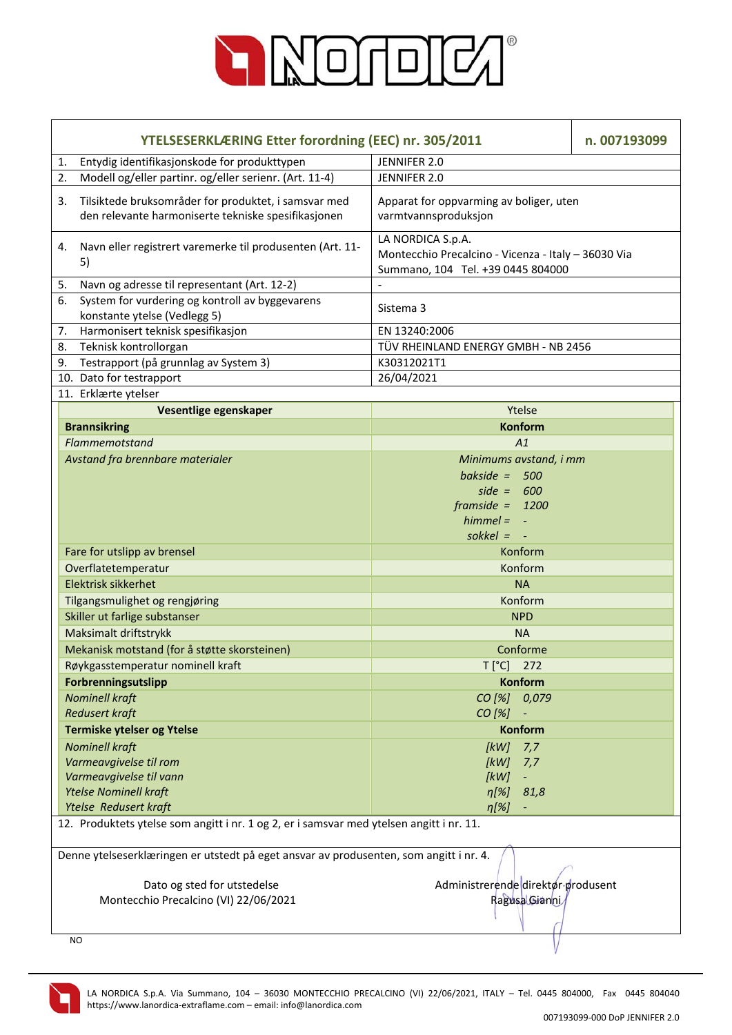| YTELSESERKLÆRING Etter forordning (EEC) nr. 305/2011 | n. 007193099 |
|---|---|
| 1. Entydig identifikasjonskode for produkttypen | JENNIFER 2.0 |
| 2. Modell og/eller partinr. og/eller serienr. (Art. 11-4) | JENNIFER 2.0 |
| 3. Tilsiktede bruksområder for produktet, i samsvar med den relevante harmoniserte tekniske spesifikasjonen | Apparat for oppvarming av boliger, uten varmtvannsproduksjon |
| 4. Navn eller registrert varemerke til produsenten (Art. 11-5) | LA NORDICA S.p.A. Montecchio Precalcino - Vicenza - Italy – 36030 Via Summano, 104 Tel. +39 0445 804000 |
| 5. Navn og adresse til representant (Art. 12-2) | - |
| 6. System for vurdering og kontroll av byggevarens konstante ytelse (Vedlegg 5) | Sistema 3 |
| 7. Harmonisert teknisk spesifikasjon | EN 13240:2006 |
| 8. Teknisk kontrollorgan | TÜV RHEINLAND ENERGY GMBH - NB 2456 |
| 9. Testrapport (på grunnlag av System 3) | K30312021T1 |
| 10. Dato for testrapport | 26/04/2021 |
| 11. Erklærte ytelser | |

| Vesentlige egenskaper | Ytelse |
|---|---|
| **Brannsikring** | **Konform** |
| *Flammemotstand* | *A1* |
| *Avstand fra brennbare materialer* | *Minimums avstand, i mm*<br>*bakside = 500*<br>*side = 600*<br>*framside = 1200*<br>*himmel = -*<br>*sokkel = -* |
| Fare for utslipp av brensel | Konform |
| Overflatetemperatur | Konform |
| Elektrisk sikkerhet | NA |
| Tilgangsmulighet og rengjøring | Konform |
| Skiller ut farlige substanser | NPD |
| Maksimalt driftstrykk | NA |
| Mekanisk motstand (for å støtte skorsteinen) | Conforme |
| Røykgasstemperatur nominell kraft | T [°C] 272 |
| **Forbrenningsutslipp** | **Konform** |
| *Nominell kraft* | *CO [%] 0,079* |
| *Redusert kraft* | *CO [%] -* |
| **Termiske ytelser og Ytelse** | **Konform** |
| *Nominell kraft* | *[kW] 7,7* |
| *Varmeavgivelse til rom* | *[kW] 7,7* |
| *Varmeavgivelse til vann* | *[kW] -* |
| *Ytelse Nominell kraft* | *η[%] 81,8* |
| *Ytelse Redusert kraft* | *η[%] -* |

12. Produktets ytelse som angitt i nr. 1 og 2, er i samsvar med ytelsen angitt i nr. 11.

Denne ytelseserklæringen er utstedt på eget ansvar av produsenten, som angitt i nr. 4.

Dato og sted for utstedelse
Montecchio Precalcino (VI) 22/06/2021

Administrerende direktør produsent
Ragusa Gianni

NO

LA NORDICA S.p.A. Via Summano, 104 – 36030 MONTECCHIO PRECALCINO (VI) 22/06/2021, ITALY – Tel. 0445 804000, Fax 0445 804040
https://www.lanordica-extraflame.com – email: info@lanordica.com

007193099-000 DoP JENNIFER 2.0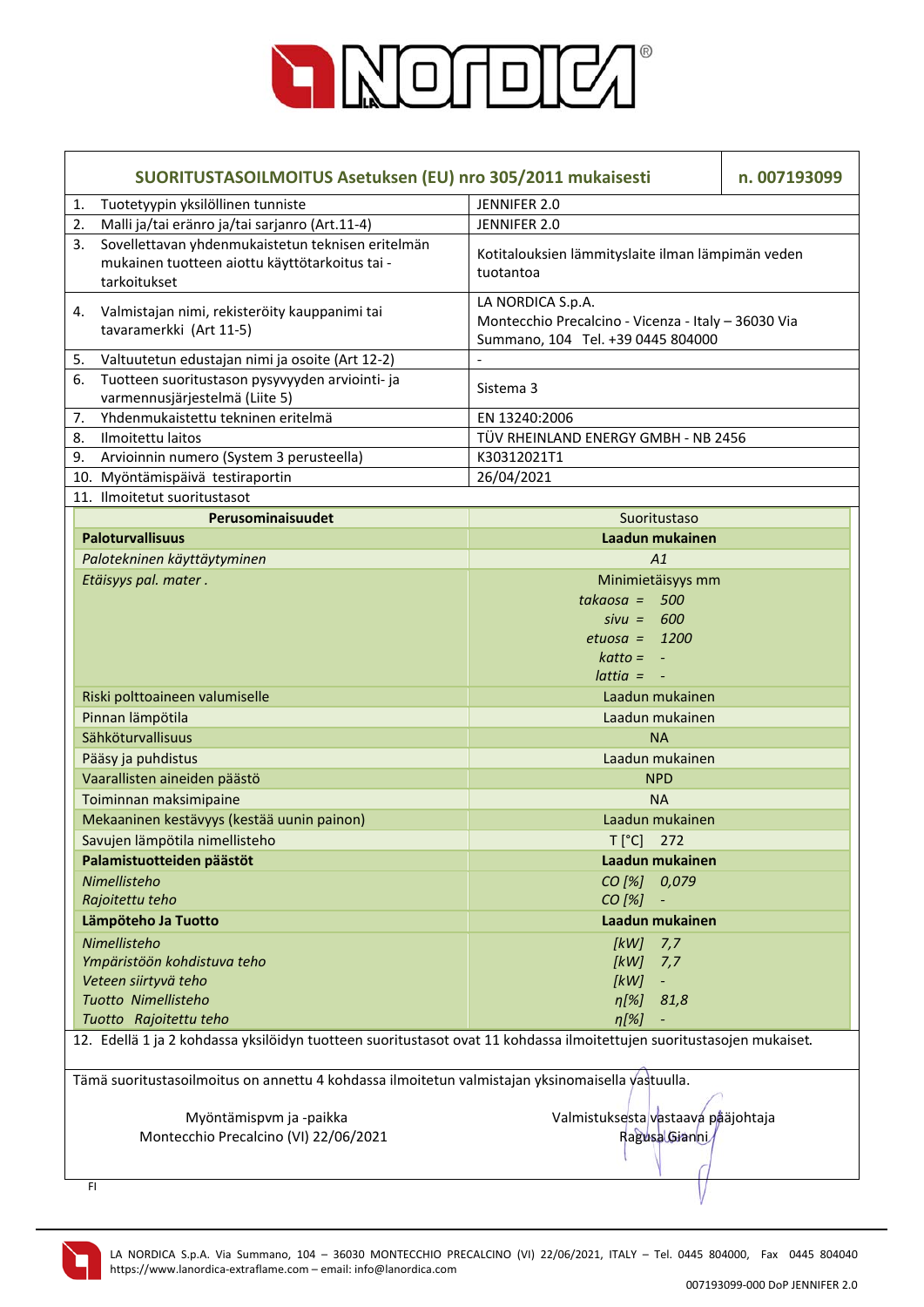| **SUORITUSTASOILMOITUS Asetuksen (EU) nro 305/2011 mukaisesti** | | **n. 007193099** |
|---|---|---|
| 1. Tuotetyypin yksilöllinen tunniste | JENNIFER 2.0 | |
| 2. Malli ja/tai eränro ja/tai sarjanro (Art.11-4) | JENNIFER 2.0 | |
| 3. Sovellettavan yhdenmukaistetun teknisen eritelmän mukainen tuotteen aiottu käyttötarkoitus tai -tarkoitukset | Kotitalouksien lämmityslaite ilman lämpimän veden tuotantoa | |
| 4. Valmistajan nimi, rekisteröity kauppanimi tai tavaramerkki (Art 11-5) | LA NORDICA S.p.A. Montecchio Precalcino - Vicenza - Italy – 36030 Via Summano, 104 Tel. +39 0445 804000 | |
| 5. Valtuutetun edustajan nimi ja osoite (Art 12-2) | - | |
| 6. Tuotteen suoritustason pysyvyyden arviointi- ja varmennusjärjestelmä (Liite 5) | Sistema 3 | |
| 7. Yhdenmukaistettu tekninen eritelmä | EN 13240:2006 | |
| 8. Ilmoitettu laitos | TÜV RHEINLAND ENERGY GMBH - NB 2456 | |
| 9. Arvioinnin numero (System 3 perusteella) | K30312021T1 | |
| 10. Myöntämispäivä testiraportin | 26/04/2021 | |
| 11. Ilmoitetut suoritustasot | | |

| Perusominaisuudet | Suoritustaso |
|---|---|
| **Paloturvallisuus** | **Laadun mukainen** |
| *Palotekninen käyttäytyminen* | *A1* |
| *Etäisyys pal. mater .* | Minimietäisyys mm<br>*takaosa = 500*<br>*sivu = 600*<br>*etuosa = 1200*<br>*katto = -*<br>*lattia = -* |
| Riski polttoaineen valumiselle | Laadun mukainen |
| Pinnan lämpötila | Laadun mukainen |
| Sähköturvallisuus | NA |
| Pääsy ja puhdistus | Laadun mukainen |
| Vaarallisten aineiden päästö | NPD |
| Toiminnan maksimipaine | NA |
| Mekaaninen kestävyys (kestää uunin painon) | Laadun mukainen |
| Savujen lämpötila nimellisteho | T [°C] 272 |
| **Palamistuotteiden päästöt** | **Laadun mukainen** |
| *Nimellisteho* | *CO [%] 0,079* |
| *Rajoitettu teho* | *CO [%] -* |
| **Lämpöteho Ja Tuotto** | **Laadun mukainen** |
| *Nimellisteho* | *[kW] 7,7* |
| *Ympäristöön kohdistuva teho* | *[kW] 7,7* |
| *Veteen siirtyvä teho* | *[kW] -* |
| *Tuotto Nimellisteho* | *η[%] 81,8* |
| *Tuotto Rajoitettu teho* | *η[%] -* |

12. Edellä 1 ja 2 kohdassa yksilöidyn tuotteen suoritustasot ovat 11 kohdassa ilmoitettujen suoritustasojen mukaiset.

Tämä suoritustasoilmoitus on annettu 4 kohdassa ilmoitetun valmistajan yksinomaisella vastuulla.

Myöntämispvm ja -paikka
Montecchio Precalcino (VI) 22/06/2021

Valmistuksesta vastaava pääjohtaja
Ragusa Gianni

FI

LA NORDICA S.p.A. Via Summano, 104 – 36030 MONTECCHIO PRECALCINO (VI) 22/06/2021, ITALY – Tel. 0445 804000, Fax 0445 804040
https://www.lanordica-extraflame.com – email: info@lanordica.com

007193099-000 DoP JENNIFER 2.0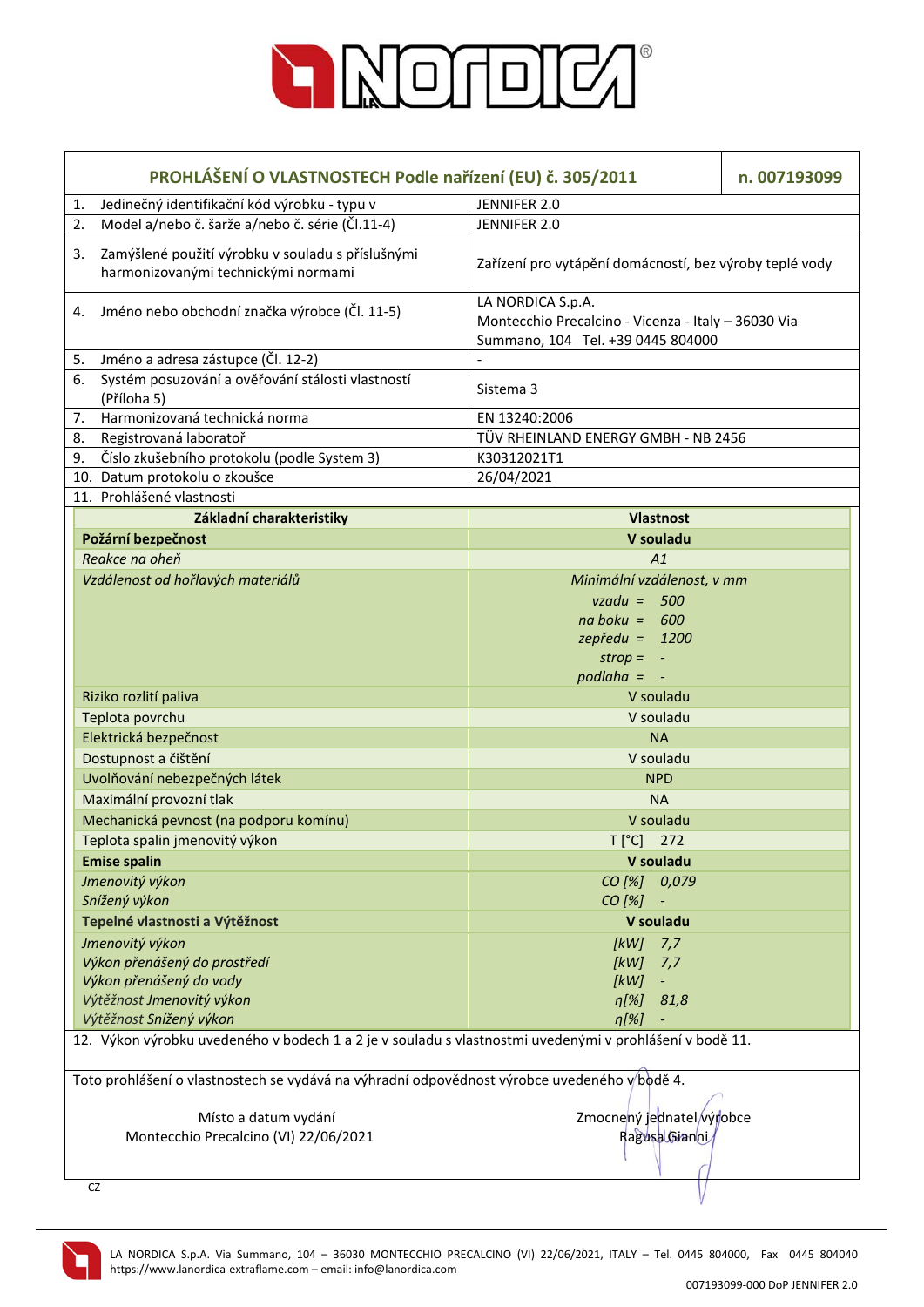# PROHLÁŠENÍ O VLASTNOSTECH Podle nařízení (EU) č. 305/2011

**n. 007193099**

| | |
|---|---|
| 1. Jedinečný identifikační kód výrobku - typu v | JENNIFER 2.0 |
| 2. Model a/nebo č. šarže a/nebo č. série (Čl.11-4) | JENNIFER 2.0 |
| 3. Zamýšlené použití výrobku v souladu s příslušnými harmonizovanými technickými normami | Zařízení pro vytápění domácností, bez výroby teplé vody |
| 4. Jméno nebo obchodní značka výrobce (Čl. 11-5) | LA NORDICA S.p.A. Montecchio Precalcino - Vicenza - Italy – 36030 Via Summano, 104 Tel. +39 0445 804000 |
| 5. Jméno a adresa zástupce (Čl. 12-2) | - |
| 6. Systém posuzování a ověřování stálosti vlastností (Příloha 5) | Sistema 3 |
| 7. Harmonizovaná technická norma | EN 13240:2006 |
| 8. Registrovaná laboratoř | TÜV RHEINLAND ENERGY GMBH - NB 2456 |
| 9. Číslo zkušebního protokolu (podle System 3) | K30312021T1 |
| 10. Datum protokolu o zkoušce | 26/04/2021 |

11. Prohlášené vlastnosti

| Základní charakteristiky | Vlastnost |
|---|---|
| **Požární bezpečnost** | **V souladu** |
| *Reakce na oheň* | *A1* |
| *Vzdálenost od hořlavých materiálů* | *Minimální vzdálenost, v mm*<br>*vzadu = 500*<br>*na boku = 600*<br>*zepředu = 1200*<br>*strop = -*<br>*podlaha = -* |
| Riziko rozlití paliva | V souladu |
| Teplota povrchu | V souladu |
| Elektrická bezpečnost | NA |
| Dostupnost a čištění | V souladu |
| Uvolňování nebezpečných látek | NPD |
| Maximální provozní tlak | NA |
| Mechanická pevnost (na podporu komínu) | V souladu |
| Teplota spalin jmenovitý výkon | T [°C] 272 |
| **Emise spalin** | **V souladu** |
| *Jmenovitý výkon* | *CO [%] 0,079* |
| *Snížený výkon* | *CO [%] -* |
| **Tepelné vlastnosti a Výtěžnost** | **V souladu** |
| *Jmenovitý výkon* | *[kW] 7,7* |
| *Výkon přenášený do prostředí* | *[kW] 7,7* |
| *Výkon přenášený do vody* | *[kW] -* |
| *Výtěžnost Jmenovitý výkon* | *η[%] 81,8* |
| *Výtěžnost Snížený výkon* | *η[%] -* |

12. Výkon výrobku uvedeného v bodech 1 a 2 je v souladu s vlastnostmi uvedenými v prohlášení v bodě 11.

Toto prohlášení o vlastnostech se vydává na výhradní odpovědnost výrobce uvedeného v bodě 4.

Místo a datum vydání
Montecchio Precalcino (VI) 22/06/2021

Zmocněný jednatel výrobce
Ragusa Gianni

CZ

LA NORDICA S.p.A. Via Summano, 104 – 36030 MONTECCHIO PRECALCINO (VI) 22/06/2021, ITALY – Tel. 0445 804000, Fax 0445 804040
https://www.lanordica-extraflame.com – email: info@lanordica.com

007193099-000 DoP JENNIFER 2.0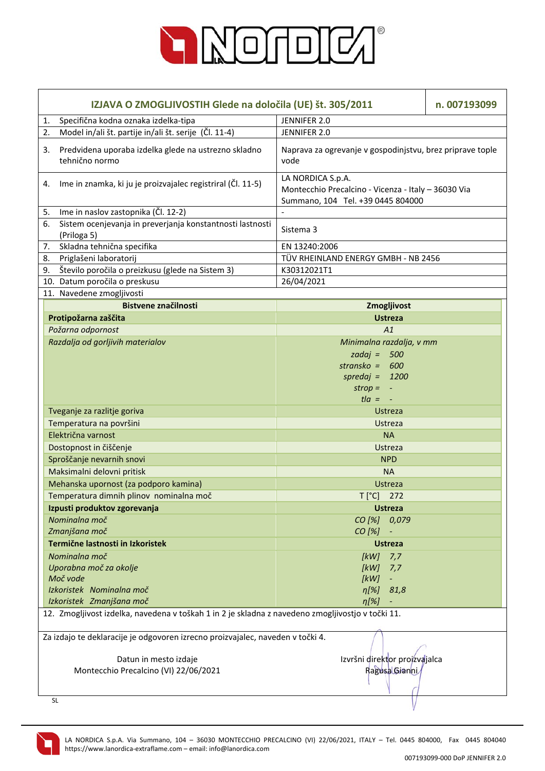| IZJAVA O ZMOGLJIVOSTIH Glede na določila (UE) št. 305/2011 | | n. 007193099 |
|---|---|---|
| 1. Specifična kodna oznaka izdelka-tipa | JENNIFER 2.0 | |
| 2. Model in/ali št. partije in/ali št. serije (Čl. 11-4) | JENNIFER 2.0 | |
| 3. Predvidena uporaba izdelka glede na ustrezno skladno tehnično normo | Naprava za ogrevanje v gospodinjstvu, brez priprave tople vode | |
| 4. Ime in znamka, ki ju je proizvajalec registriral (Čl. 11-5) | LA NORDICA S.p.A. Montecchio Precalcino - Vicenza - Italy – 36030 Via Summano, 104 Tel. +39 0445 804000 | |
| 5. Ime in naslov zastopnika (Čl. 12-2) | - | |
| 6. Sistem ocenjevanja in preverjanja konstantnosti lastnosti (Priloga 5) | Sistema 3 | |
| 7. Skladna tehnična specifika | EN 13240:2006 | |
| 8. Priglašeni laboratorij | TÜV RHEINLAND ENERGY GMBH - NB 2456 | |
| 9. Število poročila o preizkusu (glede na Sistem 3) | K30312021T1 | |
| 10. Datum poročila o preskusu | 26/04/2021 | |
| 11. Navedene zmogljivosti | | |

| Bistvene značilnosti | Zmogljivost |
|---|---|
| **Protipožarna zaščita** | **Ustreza** |
| *Požarna odpornost* | *A1* |
| *Razdalja od gorljivih materialov* | *Minimalna razdalja, v mm*<br>*zadaj = 500*<br>*stransko = 600*<br>*spredaj = 1200*<br>*strop = -*<br>*tla = -* |
| Tveganje za razlitje goriva | Ustreza |
| Temperatura na površini | Ustreza |
| Električna varnost | NA |
| Dostopnost in čiščenje | Ustreza |
| Sproščanje nevarnih snovi | NPD |
| Maksimalni delovni pritisk | NA |
| Mehanska upornost (za podporo kamina) | Ustreza |
| Temperatura dimnih plinov nominalna moč | T [°C] 272 |
| **Izpusti produktov zgorevanja** | **Ustreza** |
| *Nominalna moč* | *CO [%] 0,079* |
| *Zmanjšana moč* | *CO [%] -* |
| **Termične lastnosti in Izkoristek** | **Ustreza** |
| *Nominalna moč* | *[kW] 7,7* |
| *Uporabna moč za okolje* | *[kW] 7,7* |
| *Moč vode* | *[kW] -* |
| *Izkoristek Nominalna moč* | *η[%] 81,8* |
| *Izkoristek Zmanjšana moč* | *η[%] -* |

12. Zmogljivost izdelka, navedena v toškah 1 in 2 je skladna z navedeno zmogljivostjo v točki 11.

Za izdajo te deklaracije je odgovoren izrecno proizvajalec, naveden v točki 4.

Datun in mesto izdaje
Montecchio Precalcino (VI) 22/06/2021

Izvršni direktor proizvajalca
Ragusa Gianni

SL

LA NORDICA S.p.A. Via Summano, 104 – 36030 MONTECCHIO PRECALCINO (VI) 22/06/2021, ITALY – Tel. 0445 804000, Fax 0445 804040
https://www.lanordica-extraflame.com – email: info@lanordica.com

007193099-000 DoP JENNIFER 2.0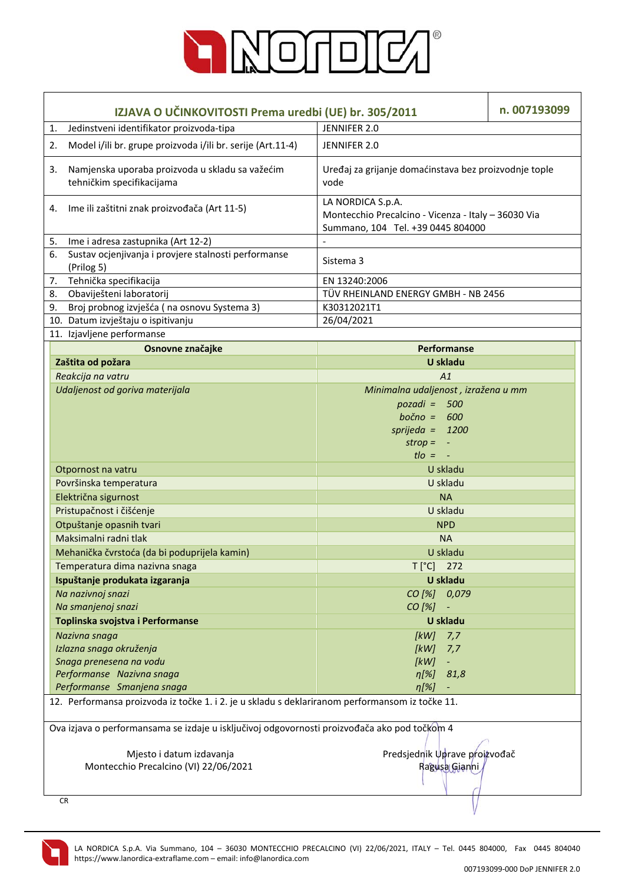| IZJAVA O UČINKOVITOSTI Prema uredbi (UE) br. 305/2011 | | n. 007193099 |
|---|---|---|
| 1. Jedinstveni identifikator proizvoda-tipa | JENNIFER 2.0 | |
| 2. Model i/ili br. grupe proizvoda i/ili br. serije (Art.11-4) | JENNIFER 2.0 | |
| 3. Namjenska uporaba proizvoda u skladu sa važećim tehničkim specifikacijama | Uređaj za grijanje domaćinstava bez proizvodnje tople vode | |
| 4. Ime ili zaštitni znak proizvođača (Art 11-5) | LA NORDICA S.p.A. Montecchio Precalcino - Vicenza - Italy – 36030 Via Summano, 104 Tel. +39 0445 804000 | |
| 5. Ime i adresa zastupnika (Art 12-2) | - | |
| 6. Sustav ocjenjivanja i provjere stalnosti performanse (Prilog 5) | Sistema 3 | |
| 7. Tehnička specifikacija | EN 13240:2006 | |
| 8. Obaviješteni laboratorij | TÜV RHEINLAND ENERGY GMBH - NB 2456 | |
| 9. Broj probnog izvješća ( na osnovu Systema 3) | K30312021T1 | |
| 10. Datum izvještaju o ispitivanju | 26/04/2021 | |

11. Izjavljene performanse

| Osnovne značajke | Performanse |
|---|---|
| **Zaštita od požara** | **U skladu** |
| *Reakcija na vatru* | *A1* |
| *Udaljenost od goriva materijala* | *Minimalna udaljenost , izražena u mm*<br>*pozadi = 500*<br>*bočno = 600*<br>*sprijeda = 1200*<br>*strop = -*<br>*tlo = -* |
| Otpornost na vatru | U skladu |
| Površinska temperatura | U skladu |
| Električna sigurnost | NA |
| Pristupačnost i čišćenje | U skladu |
| Otpuštanje opasnih tvari | NPD |
| Maksimalni radni tlak | NA |
| Mehanička čvrstoća (da bi poduprijela kamin) | U skladu |
| Temperatura dima nazivna snaga | T [°C] 272 |
| **Ispuštanje produkata izgaranja** | **U skladu** |
| *Na nazivnoj snazi* | *CO [%] 0,079* |
| *Na smanjenoj snazi* | *CO [%] -* |
| **Toplinska svojstva i Performanse** | **U skladu** |
| *Nazivna snaga* | *[kW] 7,7* |
| *Izlazna snaga okruženja* | *[kW] 7,7* |
| *Snaga prenesena na vodu* | *[kW] -* |
| *Performanse Nazivna snaga* | *η[%] 81,8* |
| *Performanse Smanjena snaga* | *η[%] -* |

12. Performansa proizvoda iz točke 1. i 2. je u skladu s deklariranom performansom iz točke 11.

Ova izjava o performansama se izdaje u isključivoj odgovornosti proizvođača ako pod točkom 4

Mjesto i datum izdavanja
Montecchio Precalcino (VI) 22/06/2021

Predsjednik Uprave proizvođač
Ragusa Gianni

CR

LA NORDICA S.p.A. Via Summano, 104 – 36030 MONTECCHIO PRECALCINO (VI) 22/06/2021, ITALY – Tel. 0445 804000, Fax 0445 804040
https://www.lanordica-extraflame.com – email: info@lanordica.com

007193099-000 DoP JENNIFER 2.0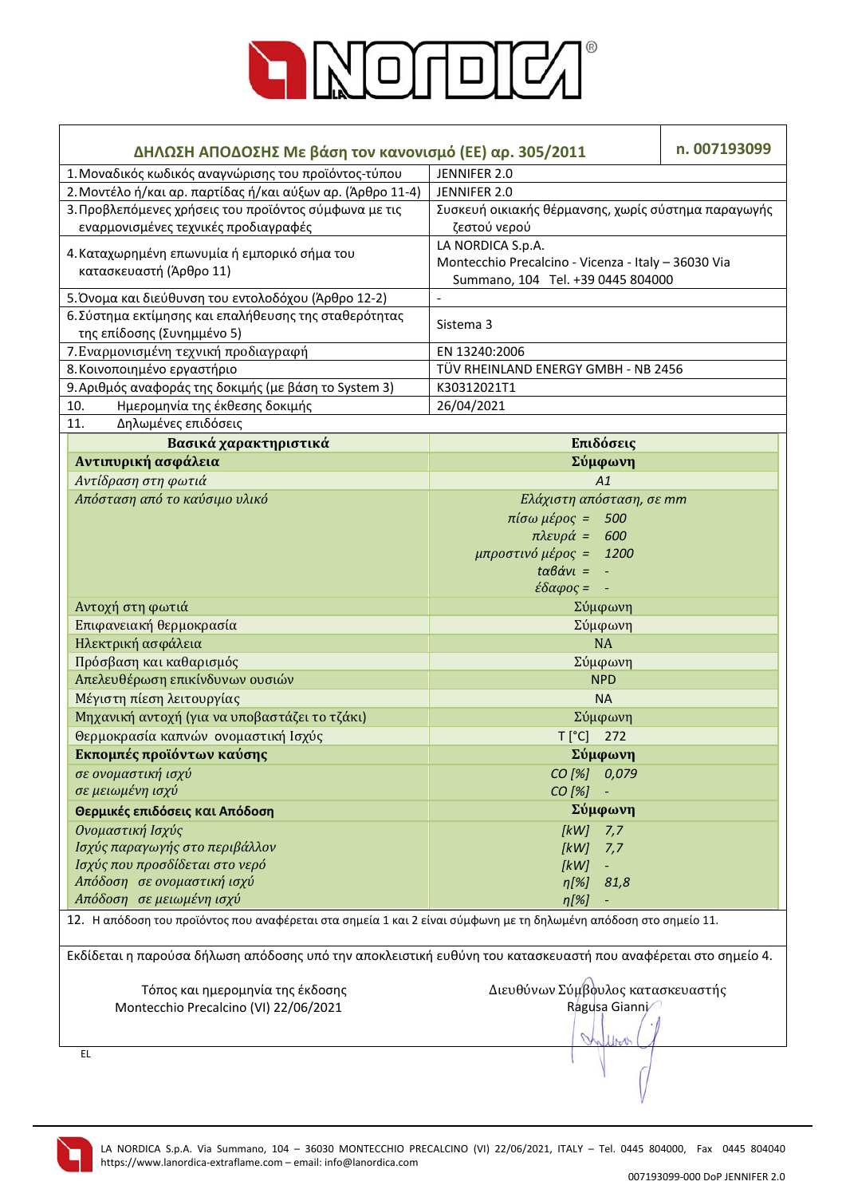## ΔΗΛΩΣΗ ΑΠΟΔΟΣΗΣ Με βάση τον κανονισμό (ΕΕ) αρ. 305/2011 — n. 007193099

| | |
|---|---|
| 1. Μοναδικός κωδικός αναγνώρισης του προϊόντος-τύπου | JENNIFER 2.0 |
| 2. Μοντέλο ή/και αρ. παρτίδας ή/και αύξων αρ. (Άρθρο 11-4) | JENNIFER 2.0 |
| 3. Προβλεπόμενες χρήσεις του προϊόντος σύμφωνα με τις εναρμονισμένες τεχνικές προδιαγραφές | Συσκευή οικιακής θέρμανσης, χωρίς σύστημα παραγωγής ζεστού νερού |
| 4. Καταχωρημένη επωνυμία ή εμπορικό σήμα του κατασκευαστή (Άρθρο 11) | LA NORDICA S.p.A. Montecchio Precalcino - Vicenza - Italy – 36030 Via Summano, 104 Tel. +39 0445 804000 |
| 5. Όνομα και διεύθυνση του εντολοδόχου (Άρθρο 12-2) | - |
| 6. Σύστημα εκτίμησης και επαλήθευσης της σταθερότητας της επίδοσης (Συνημμένο 5) | Sistema 3 |
| 7. Εναρμονισμένη τεχνική προδιαγραφή | EN 13240:2006 |
| 8. Κοινοποιημένο εργαστήριο | TÜV RHEINLAND ENERGY GMBH - NB 2456 |
| 9. Αριθμός αναφοράς της δοκιμής (με βάση το System 3) | K30312021T1 |
| 10. Ημερομηνία της έκθεσης δοκιμής | 26/04/2021 |
| 11. Δηλωμένες επιδόσεις | |

| Βασικά χαρακτηριστικά | Επιδόσεις |
|---|---|
| **Αντιπυρική ασφάλεια** | **Σύμφωνη** |
| *Αντίδραση στη φωτιά* | *A1* |
| *Απόσταση από το καύσιμο υλικό* | *Ελάχιστη απόσταση, σε mm*<br>*πίσω μέρος = 500*<br>*πλευρά = 600*<br>*μπροστινό μέρος = 1200*<br>*ταβάνι = -*<br>*έδαφος = -* |
| Αντοχή στη φωτιά | Σύμφωνη |
| Επιφανειακή θερμοκρασία | Σύμφωνη |
| Ηλεκτρική ασφάλεια | NA |
| Πρόσβαση και καθαρισμός | Σύμφωνη |
| Απελευθέρωση επικίνδυνων ουσιών | NPD |
| Μέγιστη πίεση λειτουργίας | NA |
| Μηχανική αντοχή (για να υποβαστάζει το τζάκι) | Σύμφωνη |
| Θερμοκρασία καπνών ονομαστική Ισχύς | T [°C] 272 |
| **Εκπομπές προϊόντων καύσης** | **Σύμφωνη** |
| *σε ονομαστική ισχύ* | *CO [%] 0,079* |
| *σε μειωμένη ισχύ* | *CO [%] -* |
| **Θερμικές επιδόσεις και Απόδοση** | **Σύμφωνη** |
| *Ονομαστική Ισχύς* | *[kW] 7,7* |
| *Ισχύς παραγωγής στο περιβάλλον* | *[kW] 7,7* |
| *Ισχύς που προσδίδεται στο νερό* | *[kW] -* |
| *Απόδοση σε ονομαστική ισχύ* | *η[%] 81,8* |
| *Απόδοση σε μειωμένη ισχύ* | *η[%] -* |

12. Η απόδοση του προϊόντος που αναφέρεται στα σημεία 1 και 2 είναι σύμφωνη με τη δηλωμένη απόδοση στο σημείο 11.

Εκδίδεται η παρούσα δήλωση απόδοσης υπό την αποκλειστική ευθύνη του κατασκευαστή που αναφέρεται στο σημείο 4.

Τόπος και ημερομηνία της έκδοσης
Montecchio Precalcino (VI) 22/06/2021

Διευθύνων Σύμβουλος κατασκευαστής
Ragusa Gianni

EL

LA NORDICA S.p.A. Via Summano, 104 – 36030 MONTECCHIO PRECALCINO (VI) 22/06/2021, ITALY – Tel. 0445 804000, Fax 0445 804040
https://www.lanordica-extraflame.com – email: info@lanordica.com

007193099-000 DoP JENNIFER 2.0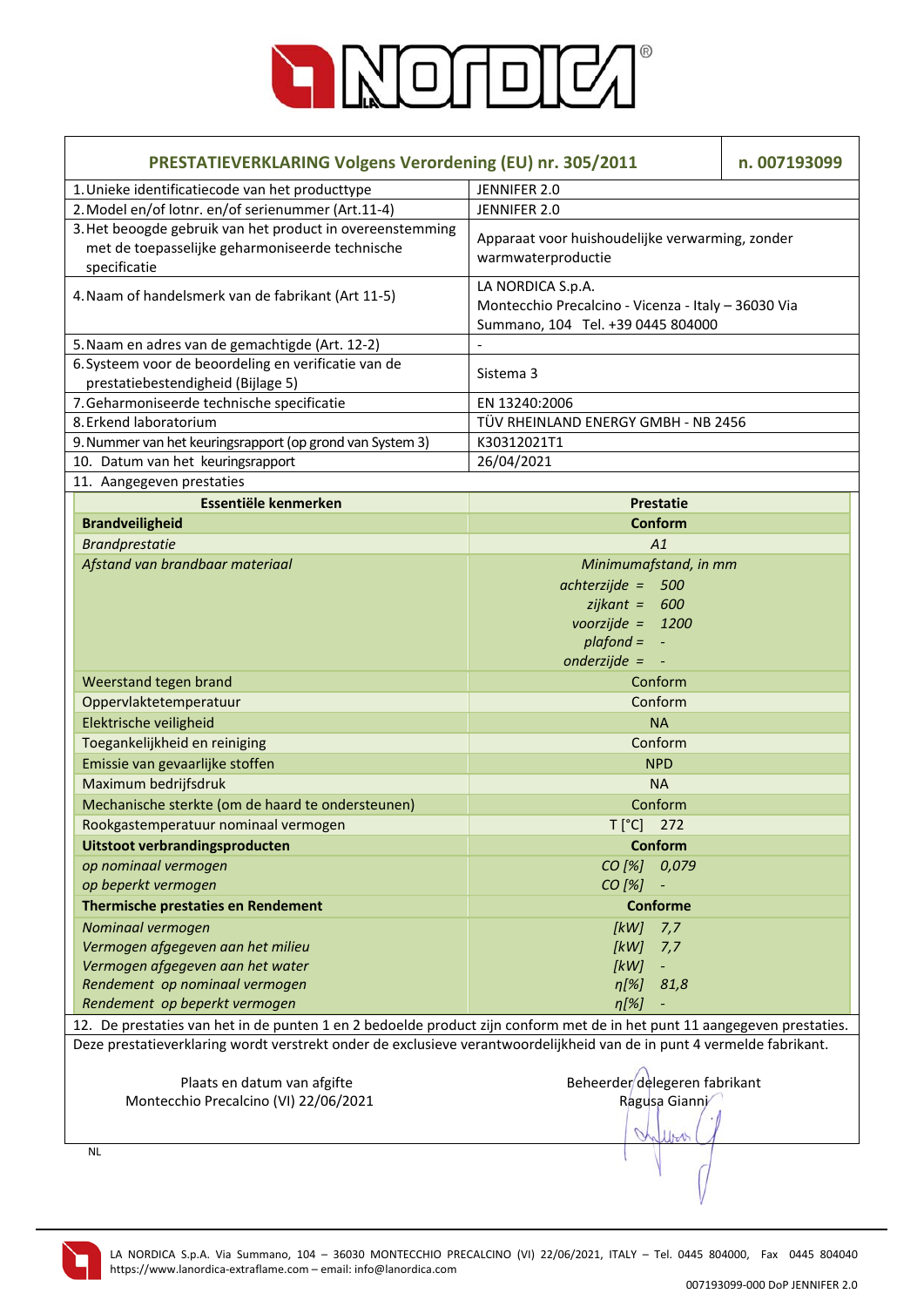| PRESTATIEVERKLARING Volgens Verordening (EU) nr. 305/2011 | n. 007193099 |
|---|---|
| 1. Unieke identificatiecode van het producttype | JENNIFER 2.0 |
| 2. Model en/of lotnr. en/of serienummer (Art.11-4) | JENNIFER 2.0 |
| 3. Het beoogde gebruik van het product in overeenstemming met de toepasselijke geharmoniseerde technische specificatie | Apparaat voor huishoudelijke verwarming, zonder warmwaterproductie |
| 4. Naam of handelsmerk van de fabrikant (Art 11-5) | LA NORDICA S.p.A. Montecchio Precalcino - Vicenza - Italy – 36030 Via Summano, 104 Tel. +39 0445 804000 |
| 5. Naam en adres van de gemachtigde (Art. 12-2) | - |
| 6. Systeem voor de beoordeling en verificatie van de prestatiebestendigheid (Bijlage 5) | Sistema 3 |
| 7. Geharmoniseerde technische specificatie | EN 13240:2006 |
| 8. Erkend laboratorium | TÜV RHEINLAND ENERGY GMBH - NB 2456 |
| 9. Nummer van het keuringsrapport (op grond van System 3) | K30312021T1 |
| 10. Datum van het keuringsrapport | 26/04/2021 |

11. Aangegeven prestaties

| Essentiële kenmerken | Prestatie |
|---|---|
| **Brandveiligheid** | **Conform** |
| *Brandprestatie* | *A1* |
| *Afstand van brandbaar materiaal* | *Minimumafstand, in mm*<br>*achterzijde = 500*<br>*zijkant = 600*<br>*voorzijde = 1200*<br>*plafond = -*<br>*onderzijde = -* |
| Weerstand tegen brand | Conform |
| Oppervlaktetemperatuur | Conform |
| Elektrische veiligheid | NA |
| Toegankelijkheid en reiniging | Conform |
| Emissie van gevaarlijke stoffen | NPD |
| Maximum bedrijfsdruk | NA |
| Mechanische sterkte (om de haard te ondersteunen) | Conform |
| Rookgastemperatuur nominaal vermogen | T [°C] 272 |
| **Uitstoot verbrandingsproducten** | **Conform** |
| *op nominaal vermogen* | *CO [%] 0,079* |
| *op beperkt vermogen* | *CO [%] -* |
| **Thermische prestaties en Rendement** | **Conforme** |
| *Nominaal vermogen* | *[kW] 7,7* |
| *Vermogen afgegeven aan het milieu* | *[kW] 7,7* |
| *Vermogen afgegeven aan het water* | *[kW] -* |
| *Rendement op nominaal vermogen* | *η[%] 81,8* |
| *Rendement op beperkt vermogen* | *η[%] -* |

12. De prestaties van het in de punten 1 en 2 bedoelde product zijn conform met de in het punt 11 aangegeven prestaties.

Deze prestatieverklaring wordt verstrekt onder de exclusieve verantwoordelijkheid van de in punt 4 vermelde fabrikant.

Plaats en datum van afgifte
Montecchio Precalcino (VI) 22/06/2021

Beheerder delegeren fabrikant
Ragusa Gianni

NL

LA NORDICA S.p.A. Via Summano, 104 – 36030 MONTECCHIO PRECALCINO (VI) 22/06/2021, ITALY – Tel. 0445 804000, Fax 0445 804040
https://www.lanordica-extraflame.com – email: info@lanordica.com

007193099-000 DoP JENNIFER 2.0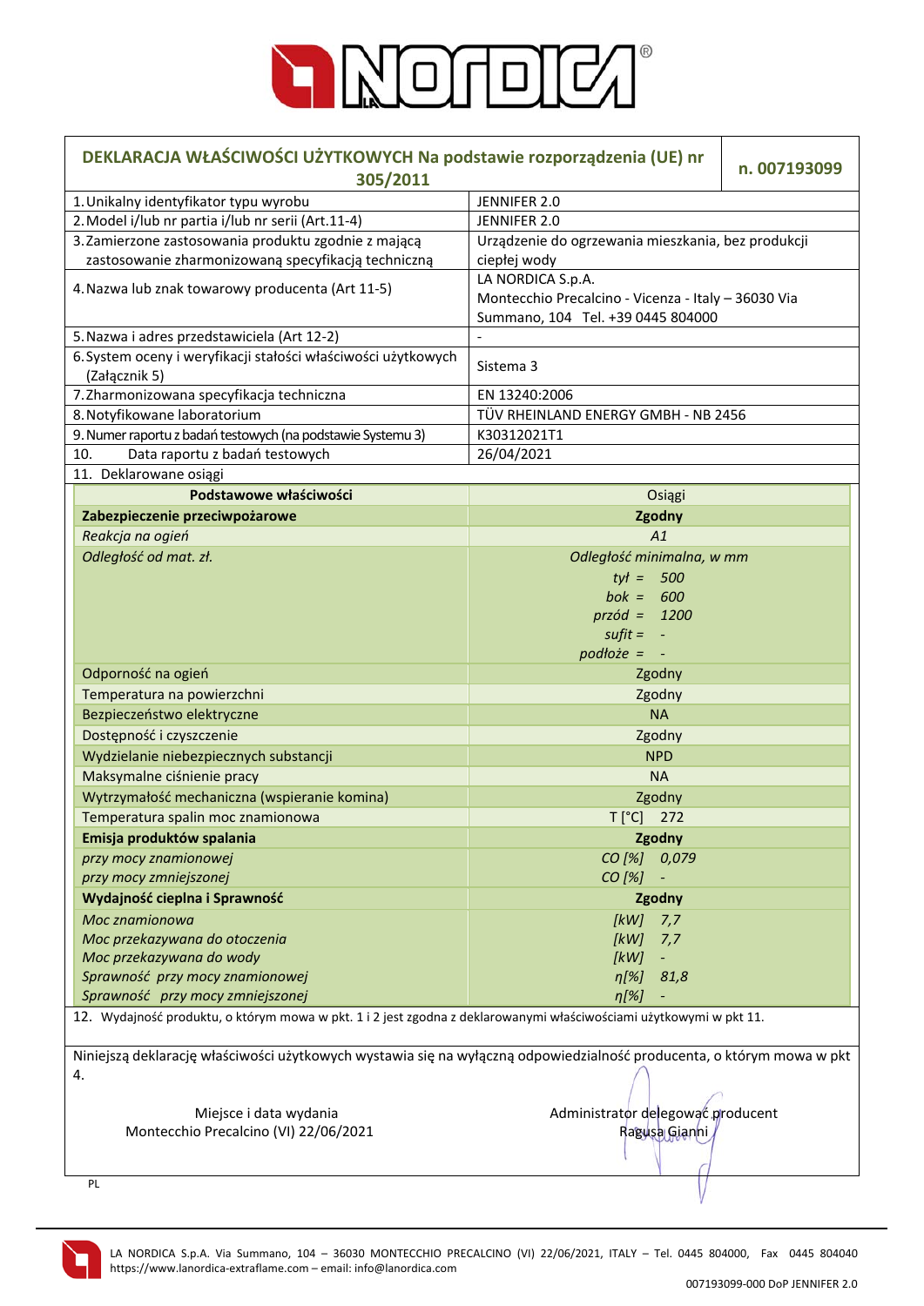| DEKLARACJA WŁAŚCIWOŚCI UŻYTKOWYCH Na podstawie rozporządzenia (UE) nr 305/2011 | | n. 007193099 |
|---|---|---|
| 1. Unikalny identyfikator typu wyrobu | JENNIFER 2.0 | |
| 2. Model i/lub nr partia i/lub nr serii (Art.11-4) | JENNIFER 2.0 | |
| 3. Zamierzone zastosowania produktu zgodnie z mającą zastosowanie zharmonizowaną specyfikacją techniczną | Urządzenie do ogrzewania mieszkania, bez produkcji ciepłej wody | |
| 4. Nazwa lub znak towarowy producenta (Art 11-5) | LA NORDICA S.p.A. Montecchio Precalcino - Vicenza - Italy – 36030 Via Summano, 104 Tel. +39 0445 804000 | |
| 5. Nazwa i adres przedstawiciela (Art 12-2) | - | |
| 6. System oceny i weryfikacji stałości właściwości użytkowych (Załącznik 5) | Sistema 3 | |
| 7. Zharmonizowana specyfikacja techniczna | EN 13240:2006 | |
| 8. Notyfikowane laboratorium | TÜV RHEINLAND ENERGY GMBH - NB 2456 | |
| 9. Numer raportu z badań testowych (na podstawie Systemu 3) | K30312021T1 | |
| 10. Data raportu z badań testowych | 26/04/2021 | |
| 11. Deklarowane osiągi | | |

| Podstawowe właściwości | Osiągi |
|---|---|
| **Zabezpieczenie przeciwpożarowe** | **Zgodny** |
| *Reakcja na ogień* | *A1* |
| *Odległość od mat. zł.* | *Odległość minimalna, w mm*<br>*tył = 500*<br>*bok = 600*<br>*przód = 1200*<br>*sufit = -*<br>*podłoże = -* |
| Odporność na ogień | Zgodny |
| Temperatura na powierzchni | Zgodny |
| Bezpieczeństwo elektryczne | NA |
| Dostępność i czyszczenie | Zgodny |
| Wydzielanie niebezpiecznych substancji | NPD |
| Maksymalne ciśnienie pracy | NA |
| Wytrzymałość mechaniczna (wspieranie komina) | Zgodny |
| Temperatura spalin moc znamionowa | T [°C] 272 |
| **Emisja produktów spalania** | **Zgodny** |
| *przy mocy znamionowej* | *CO [%] 0,079* |
| *przy mocy zmniejszonej* | *CO [%] -* |
| **Wydajność cieplna i Sprawność** | **Zgodny** |
| *Moc znamionowa* | *[kW] 7,7* |
| *Moc przekazywana do otoczenia* | *[kW] 7,7* |
| *Moc przekazywana do wody* | *[kW] -* |
| *Sprawność przy mocy znamionowej* | *η[%] 81,8* |
| *Sprawność przy mocy zmniejszonej* | *η[%] -* |

12. Wydajność produktu, o którym mowa w pkt. 1 i 2 jest zgodna z deklarowanymi właściwościami użytkowymi w pkt 11.

Niniejszą deklarację właściwości użytkowych wystawia się na wyłączną odpowiedzialność producenta, o którym mowa w pkt 4.

Miejsce i data wydania
Montecchio Precalcino (VI) 22/06/2021

Administrator delegować producent
Ragusa Gianni

PL

LA NORDICA S.p.A. Via Summano, 104 – 36030 MONTECCHIO PRECALCINO (VI) 22/06/2021, ITALY – Tel. 0445 804000, Fax 0445 804040
https://www.lanordica-extraflame.com – email: info@lanordica.com

007193099-000 DoP JENNIFER 2.0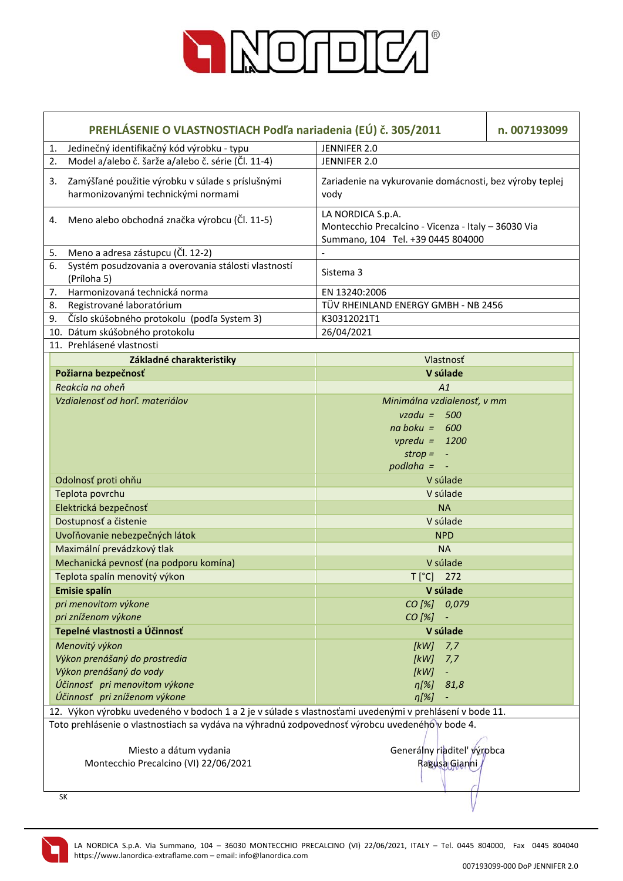| PREHLÁSENIE O VLASTNOSTIACH Podľa nariadenia (EÚ) č. 305/2011 | | n. 007193099 |
|---|---|---|
| 1. Jedinečný identifikačný kód výrobku - typu | JENNIFER 2.0 | |
| 2. Model a/alebo č. šarže a/alebo č. série (Čl. 11-4) | JENNIFER 2.0 | |
| 3. Zamýšľané použitie výrobku v súlade s príslušnými harmonizovanými technickými normami | Zariadenie na vykurovanie domácnosti, bez výroby teplej vody | |
| 4. Meno alebo obchodná značka výrobcu (Čl. 11-5) | LA NORDICA S.p.A. Montecchio Precalcino - Vicenza - Italy – 36030 Via Summano, 104 Tel. +39 0445 804000 | |
| 5. Meno a adresa zástupcu (Čl. 12-2) | - | |
| 6. Systém posudzovania a overovania stálosti vlastností (Príloha 5) | Sistema 3 | |
| 7. Harmonizovaná technická norma | EN 13240:2006 | |
| 8. Registrované laboratórium | TÜV RHEINLAND ENERGY GMBH - NB 2456 | |
| 9. Číslo skúšobného protokolu (podľa System 3) | K30312021T1 | |
| 10. Dátum skúšobného protokolu | 26/04/2021 | |
| 11. Prehlásené vlastnosti | | |

| **Základné charakteristiky** | Vlastnosť |
|---|---|
| **Požiarna bezpečnosť** | **V súlade** |
| *Reakcia na oheň* | *A1* |
| *Vzdialenosť od horľ. materiálov* | *Minimálna vzdialenosť, v mm*<br>*vzadu = 500*<br>*na boku = 600*<br>*vpredu = 1200*<br>*strop = -*<br>*podlaha = -* |
| Odolnosť proti ohňu | V súlade |
| Teplota povrchu | V súlade |
| Elektrická bezpečnosť | NA |
| Dostupnosť a čistenie | V súlade |
| Uvoľňovanie nebezpečných látok | NPD |
| Maximální prevádzkový tlak | NA |
| Mechanická pevnosť (na podporu komína) | V súlade |
| Teplota spalín menovitý výkon | T [°C] 272 |
| **Emisie spalín** | **V súlade** |
| *pri menovitom výkone* | *CO [%] 0,079* |
| *pri zníženom výkone* | *CO [%] -* |
| **Tepelné vlastnosti a Účinnosť** | **V súlade** |
| *Menovitý výkon* | *[kW] 7,7* |
| *Výkon prenášaný do prostredia* | *[kW] 7,7* |
| *Výkon prenášaný do vody* | *[kW] -* |
| *Účinnosť pri menovitom výkone* | *η[%] 81,8* |
| *Účinnosť pri zníženom výkone* | *η[%] -* |

12. Výkon výrobku uvedeného v bodoch 1 a 2 je v súlade s vlastnosťami uvedenými v prehlásení v bode 11.

Toto prehlásenie o vlastnostiach sa vydáva na výhradnú zodpovednosť výrobcu uvedeného v bode 4.

Miesto a dátum vydania
Montecchio Precalcino (VI) 22/06/2021

Generálny riaditeľ výrobca
Ragusa Gianni

SK

LA NORDICA S.p.A. Via Summano, 104 – 36030 MONTECCHIO PRECALCINO (VI) 22/06/2021, ITALY – Tel. 0445 804000, Fax 0445 804040
https://www.lanordica-extraflame.com – email: info@lanordica.com

007193099-000 DoP JENNIFER 2.0